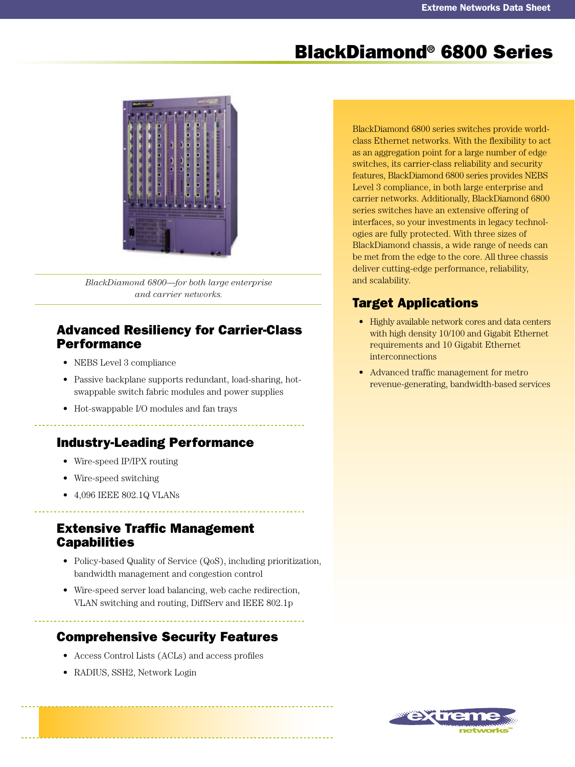# BlackDiamond® 6800 Series

*BlackDiamond 6800—for both large enterprise and carrier networks.*

BlackDiamond 6800 series switches provide world-class Ethernet networks. With the flexibility to act as an aggregation point for a large number of edge switches, its carrier-class reliability and security features, BlackDiamond 6800 series provides NEBS Level 3 compliance, in both large enterprise and carrier networks. Additionally, BlackDiamond 6800 series switches have an extensive offering of interfaces, so your investments in legacy technologies are fully protected. With three sizes of BlackDiamond chassis, a wide range of needs can be met from the edge to the core. All three chassis deliver cutting-edge performance, reliability, and scalability.

## Target Applications

- Highly available network cores and data centers with high density 10/100 and Gigabit Ethernet requirements and 10 Gigabit Ethernet interconnections
- Advanced traffic management for metro revenue-generating, bandwidth-based services

## Advanced Resiliency for Carrier-Class Performance

- NEBS Level 3 compliance
- Passive backplane supports redundant, load-sharing, hot-swappable switch fabric modules and power supplies
- Hot-swappable I/O modules and fan trays

## Industry-Leading Performance

- Wire-speed IP/IPX routing
- Wire-speed switching
- 4,096 IEEE 802.1Q VLANs

## Extensive Traffic Management Capabilities

- Policy-based Quality of Service (QoS), including prioritization, bandwidth management and congestion control
- Wire-speed server load balancing, web cache redirection, VLAN switching and routing, DiffServ and IEEE 802.1p

## Comprehensive Security Features

- Access Control Lists (ACLs) and access profiles
- RADIUS, SSH2, Network Login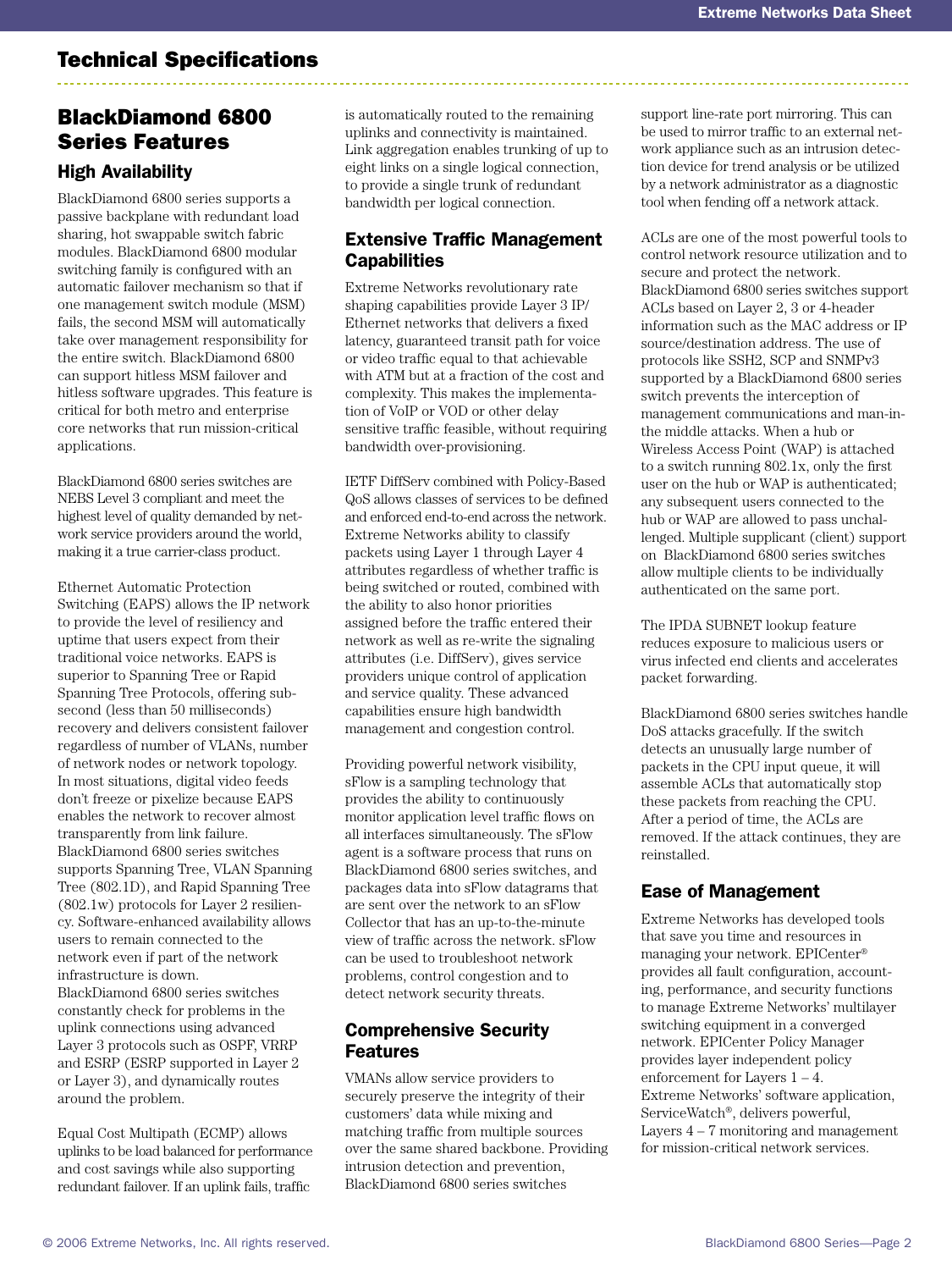# Technical Specifications

## BlackDiamond 6800 Series Features

### High Availability

BlackDiamond 6800 series supports a passive backplane with redundant load sharing, hot swappable switch fabric modules. BlackDiamond 6800 modular switching family is configured with an automatic failover mechanism so that if one management switch module (MSM) fails, the second MSM will automatically take over management responsibility for the entire switch. BlackDiamond 6800 can support hitless MSM failover and hitless software upgrades. This feature is critical for both metro and enterprise core networks that run mission-critical applications.

BlackDiamond 6800 series switches are NEBS Level 3 compliant and meet the highest level of quality demanded by network service providers around the world, making it a true carrier-class product.

Ethernet Automatic Protection Switching (EAPS) allows the IP network to provide the level of resiliency and uptime that users expect from their traditional voice networks. EAPS is superior to Spanning Tree or Rapid Spanning Tree Protocols, offering sub-second (less than 50 milliseconds) recovery and delivers consistent failover regardless of number of VLANs, number of network nodes or network topology. In most situations, digital video feeds don't freeze or pixelize because EAPS enables the network to recover almost transparently from link failure. BlackDiamond 6800 series switches supports Spanning Tree, VLAN Spanning Tree (802.1D), and Rapid Spanning Tree (802.1w) protocols for Layer 2 resiliency. Software-enhanced availability allows users to remain connected to the network even if part of the network infrastructure is down. BlackDiamond 6800 series switches constantly check for problems in the uplink connections using advanced Layer 3 protocols such as OSPF, VRRP and ESRP (ESRP supported in Layer 2 or Layer 3), and dynamically routes around the problem.

Equal Cost Multipath (ECMP) allows uplinks to be load balanced for performance and cost savings while also supporting redundant failover. If an uplink fails, traffic is automatically routed to the remaining uplinks and connectivity is maintained. Link aggregation enables trunking of up to eight links on a single logical connection, to provide a single trunk of redundant bandwidth per logical connection.

### Extensive Traffic Management Capabilities

Extreme Networks revolutionary rate shaping capabilities provide Layer 3 IP/ Ethernet networks that delivers a fixed latency, guaranteed transit path for voice or video traffic equal to that achievable with ATM but at a fraction of the cost and complexity. This makes the implementation of VoIP or VOD or other delay sensitive traffic feasible, without requiring bandwidth over-provisioning.

IETF DiffServ combined with Policy-Based QoS allows classes of services to be defined and enforced end-to-end across the network. Extreme Networks ability to classify packets using Layer 1 through Layer 4 attributes regardless of whether traffic is being switched or routed, combined with the ability to also honor priorities assigned before the traffic entered their network as well as re-write the signaling attributes (i.e. DiffServ), gives service providers unique control of application and service quality. These advanced capabilities ensure high bandwidth management and congestion control.

Providing powerful network visibility, sFlow is a sampling technology that provides the ability to continuously monitor application level traffic flows on all interfaces simultaneously. The sFlow agent is a software process that runs on BlackDiamond 6800 series switches, and packages data into sFlow datagrams that are sent over the network to an sFlow Collector that has an up-to-the-minute view of traffic across the network. sFlow can be used to troubleshoot network problems, control congestion and to detect network security threats.

### Comprehensive Security Features

VMANs allow service providers to securely preserve the integrity of their customers' data while mixing and matching traffic from multiple sources over the same shared backbone. Providing intrusion detection and prevention, BlackDiamond 6800 series switches support line-rate port mirroring. This can be used to mirror traffic to an external network appliance such as an intrusion detection device for trend analysis or be utilized by a network administrator as a diagnostic tool when fending off a network attack.

ACLs are one of the most powerful tools to control network resource utilization and to secure and protect the network. BlackDiamond 6800 series switches support ACLs based on Layer 2, 3 or 4-header information such as the MAC address or IP source/destination address. The use of protocols like SSH2, SCP and SNMPv3 supported by a BlackDiamond 6800 series switch prevents the interception of management communications and man-in-the middle attacks. When a hub or Wireless Access Point (WAP) is attached to a switch running 802.1x, only the first user on the hub or WAP is authenticated; any subsequent users connected to the hub or WAP are allowed to pass unchallenged. Multiple supplicant (client) support on BlackDiamond 6800 series switches allow multiple clients to be individually authenticated on the same port.

The IPDA SUBNET lookup feature reduces exposure to malicious users or virus infected end clients and accelerates packet forwarding.

BlackDiamond 6800 series switches handle DoS attacks gracefully. If the switch detects an unusually large number of packets in the CPU input queue, it will assemble ACLs that automatically stop these packets from reaching the CPU. After a period of time, the ACLs are removed. If the attack continues, they are reinstalled.

### Ease of Management

Extreme Networks has developed tools that save you time and resources in managing your network. EPICenter® provides all fault configuration, accounting, performance, and security functions to manage Extreme Networks' multilayer switching equipment in a converged network. EPICenter Policy Manager provides layer independent policy enforcement for Layers 1 – 4. Extreme Networks' software application, ServiceWatch®, delivers powerful, Layers 4 – 7 monitoring and management for mission-critical network services.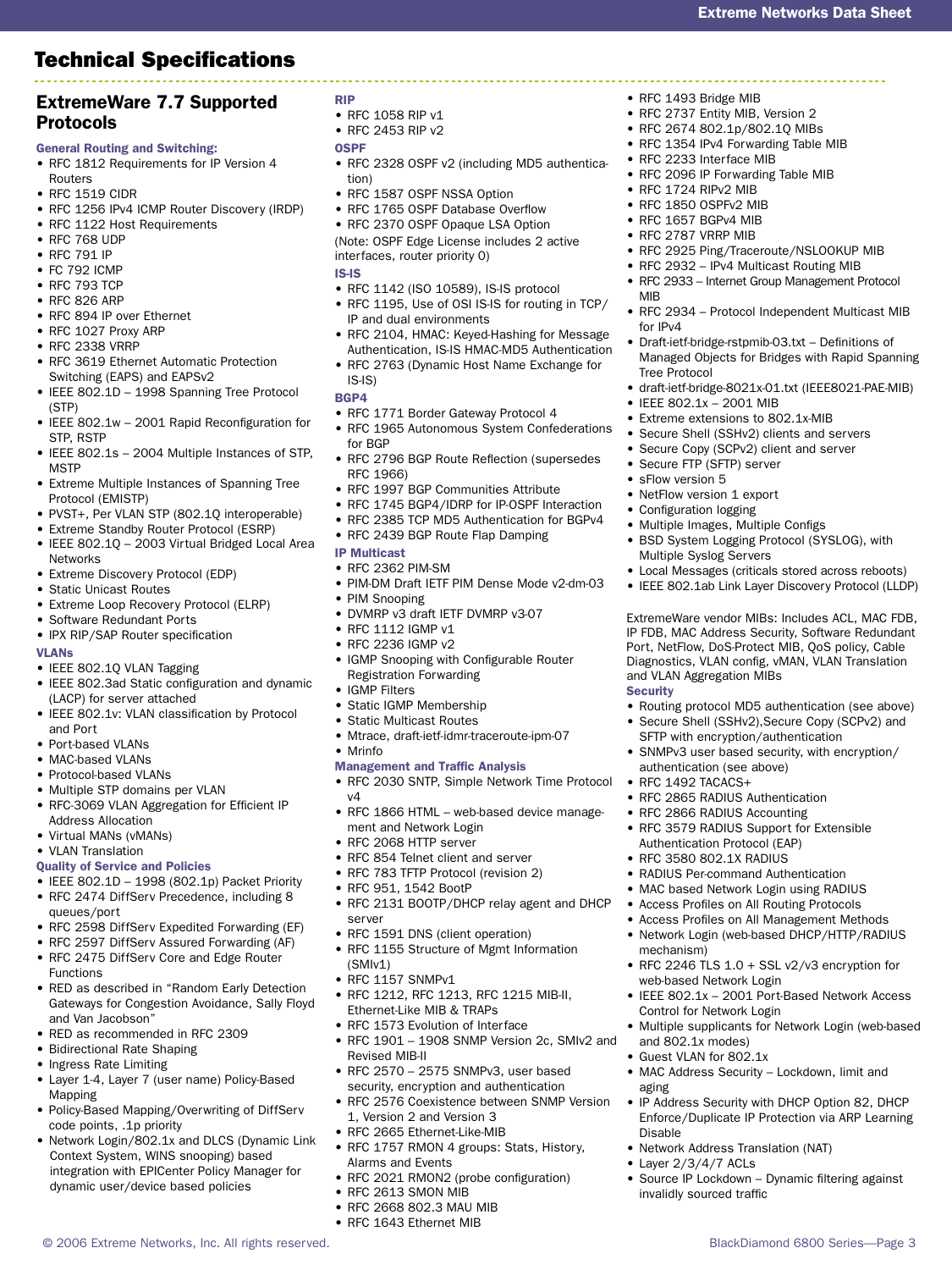# Technical Specifications

## ExtremeWare 7.7 Supported Protocols

### General Routing and Switching:

- RFC 1812 Requirements for IP Version 4 Routers
- RFC 1519 CIDR
- RFC 1256 IPv4 ICMP Router Discovery (IRDP)
- RFC 1122 Host Requirements
- RFC 768 UDP
- RFC 791 IP
- FC 792 ICMP
- RFC 793 TCP
- RFC 826 ARP
- RFC 894 IP over Ethernet
- RFC 1027 Proxy ARP
- RFC 2338 VRRP
- RFC 3619 Ethernet Automatic Protection Switching (EAPS) and EAPSv2
- IEEE 802.1D – 1998 Spanning Tree Protocol (STP)
- IEEE 802.1w – 2001 Rapid Reconfiguration for STP, RSTP
- IEEE 802.1s – 2004 Multiple Instances of STP, MSTP
- Extreme Multiple Instances of Spanning Tree Protocol (EMISTP)
- PVST+, Per VLAN STP (802.1Q interoperable)
- Extreme Standby Router Protocol (ESRP)
- IEEE 802.1Q – 2003 Virtual Bridged Local Area Networks
- Extreme Discovery Protocol (EDP)
- Static Unicast Routes
- Extreme Loop Recovery Protocol (ELRP)
- Software Redundant Ports
- IPX RIP/SAP Router specification

### VLANs

- IEEE 802.1Q VLAN Tagging
- IEEE 802.3ad Static configuration and dynamic (LACP) for server attached
- IEEE 802.1v: VLAN classification by Protocol and Port
- Port-based VLANs
- MAC-based VLANs
- Protocol-based VLANs
- Multiple STP domains per VLAN
- RFC-3069 VLAN Aggregation for Efficient IP Address Allocation
- Virtual MANs (vMANs)
- VLAN Translation

### Quality of Service and Policies

- IEEE 802.1D – 1998 (802.1p) Packet Priority
- RFC 2474 DiffServ Precedence, including 8 queues/port
- RFC 2598 DiffServ Expedited Forwarding (EF)
- RFC 2597 DiffServ Assured Forwarding (AF)
- RFC 2475 DiffServ Core and Edge Router Functions
- RED as described in "Random Early Detection Gateways for Congestion Avoidance, Sally Floyd and Van Jacobson"
- RED as recommended in RFC 2309
- Bidirectional Rate Shaping
- Ingress Rate Limiting
- Layer 1-4, Layer 7 (user name) Policy-Based Mapping
- Policy-Based Mapping/Overwriting of DiffServ code points, .1p priority
- Network Login/802.1x and DLCS (Dynamic Link Context System, WINS snooping) based integration with EPICenter Policy Manager for dynamic user/device based policies

### RIP

- RFC 1058 RIP v1
- RFC 2453 RIP v2

### OSPF

- RFC 2328 OSPF v2 (including MD5 authentication)
- RFC 1587 OSPF NSSA Option
- RFC 1765 OSPF Database Overflow
- RFC 2370 OSPF Opaque LSA Option

(Note: OSPF Edge License includes 2 active interfaces, router priority 0)

### IS-IS

- RFC 1142 (ISO 10589), IS-IS protocol
- RFC 1195, Use of OSI IS-IS for routing in TCP/IP and dual environments
- RFC 2104, HMAC: Keyed-Hashing for Message Authentication, IS-IS HMAC-MD5 Authentication
- RFC 2763 (Dynamic Host Name Exchange for IS-IS)

### BGP4

- RFC 1771 Border Gateway Protocol 4
- RFC 1965 Autonomous System Confederations for BGP
- RFC 2796 BGP Route Reflection (supersedes RFC 1966)
- RFC 1997 BGP Communities Attribute
- RFC 1745 BGP4/IDRP for IP-OSPF Interaction
- RFC 2385 TCP MD5 Authentication for BGPv4
- RFC 2439 BGP Route Flap Damping

### IP Multicast

- RFC 2362 PIM-SM
- PIM-DM Draft IETF PIM Dense Mode v2-dm-03
- PIM Snooping
- DVMRP v3 draft IETF DVMRP v3-07
- RFC 1112 IGMP v1
- RFC 2236 IGMP v2
- IGMP Snooping with Configurable Router Registration Forwarding
- IGMP Filters
- Static IGMP Membership
- Static Multicast Routes
- Mtrace, draft-ietf-idmr-traceroute-ipm-07
- Mrinfo

### Management and Traffic Analysis

- RFC 2030 SNTP, Simple Network Time Protocol v4
- RFC 1866 HTML – web-based device management and Network Login
- RFC 2068 HTTP server
- RFC 854 Telnet client and server
- RFC 783 TFTP Protocol (revision 2)
- RFC 951, 1542 BootP
- RFC 2131 BOOTP/DHCP relay agent and DHCP server
- RFC 1591 DNS (client operation)
- RFC 1155 Structure of Mgmt Information (SMIv1)
- RFC 1157 SNMPv1
- RFC 1212, RFC 1213, RFC 1215 MIB-II, Ethernet-Like MIB & TRAPs
- RFC 1573 Evolution of Interface
- RFC 1901 – 1908 SNMP Version 2c, SMIv2 and Revised MIB-II
- RFC 2570 – 2575 SNMPv3, user based security, encryption and authentication
- RFC 2576 Coexistence between SNMP Version 1, Version 2 and Version 3
- RFC 2665 Ethernet-Like-MIB
- RFC 1757 RMON 4 groups: Stats, History, Alarms and Events
- RFC 2021 RMON2 (probe configuration)
- RFC 2613 SMON MIB
- RFC 2668 802.3 MAU MIB
- RFC 1643 Ethernet MIB
- RFC 1493 Bridge MIB
- RFC 2737 Entity MIB, Version 2
- RFC 2674 802.1p/802.1Q MIBs
- RFC 1354 IPv4 Forwarding Table MIB
- RFC 2233 Interface MIB
- RFC 2096 IP Forwarding Table MIB
- RFC 1724 RIPv2 MIB
- RFC 1850 OSPFv2 MIB
- RFC 1657 BGPv4 MIB
- RFC 2787 VRRP MIB
- RFC 2925 Ping/Traceroute/NSLOOKUP MIB
- RFC 2932 – IPv4 Multicast Routing MIB
- RFC 2933 – Internet Group Management Protocol MIB
- RFC 2934 – Protocol Independent Multicast MIB for IPv4
- Draft-ietf-bridge-rstpmib-03.txt – Definitions of Managed Objects for Bridges with Rapid Spanning Tree Protocol
- draft-ietf-bridge-8021x-01.txt (IEEE8021-PAE-MIB)
- IEEE 802.1x – 2001 MIB
- Extreme extensions to 802.1x-MIB
- Secure Shell (SSHv2) clients and servers
- Secure Copy (SCPv2) client and server
- Secure FTP (SFTP) server
- sFlow version 5
- NetFlow version 1 export
- Configuration logging
- Multiple Images, Multiple Configs
- BSD System Logging Protocol (SYSLOG), with Multiple Syslog Servers
- Local Messages (criticals stored across reboots)
- IEEE 802.1ab Link Layer Discovery Protocol (LLDP)

ExtremeWare vendor MIBs: Includes ACL, MAC FDB, IP FDB, MAC Address Security, Software Redundant Port, NetFlow, DoS-Protect MIB, QoS policy, Cable Diagnostics, VLAN config, vMAN, VLAN Translation and VLAN Aggregation MIBs

### Security

- Routing protocol MD5 authentication (see above)
- Secure Shell (SSHv2),Secure Copy (SCPv2) and SFTP with encryption/authentication
- SNMPv3 user based security, with encryption/authentication (see above)
- RFC 1492 TACACS+
- RFC 2865 RADIUS Authentication
- RFC 2866 RADIUS Accounting
- RFC 3579 RADIUS Support for Extensible Authentication Protocol (EAP)
- RFC 3580 802.1X RADIUS
- RADIUS Per-command Authentication
- MAC based Network Login using RADIUS
- Access Profiles on All Routing Protocols
- Access Profiles on All Management Methods
- Network Login (web-based DHCP/HTTP/RADIUS mechanism)
- RFC 2246 TLS 1.0 + SSL v2/v3 encryption for web-based Network Login
- IEEE 802.1x – 2001 Port-Based Network Access Control for Network Login
- Multiple supplicants for Network Login (web-based and 802.1x modes)
- Guest VLAN for 802.1x
- MAC Address Security – Lockdown, limit and aging
- IP Address Security with DHCP Option 82, DHCP Enforce/Duplicate IP Protection via ARP Learning Disable
- Network Address Translation (NAT)
- Layer 2/3/4/7 ACLs
- Source IP Lockdown – Dynamic filtering against invalidly sourced traffic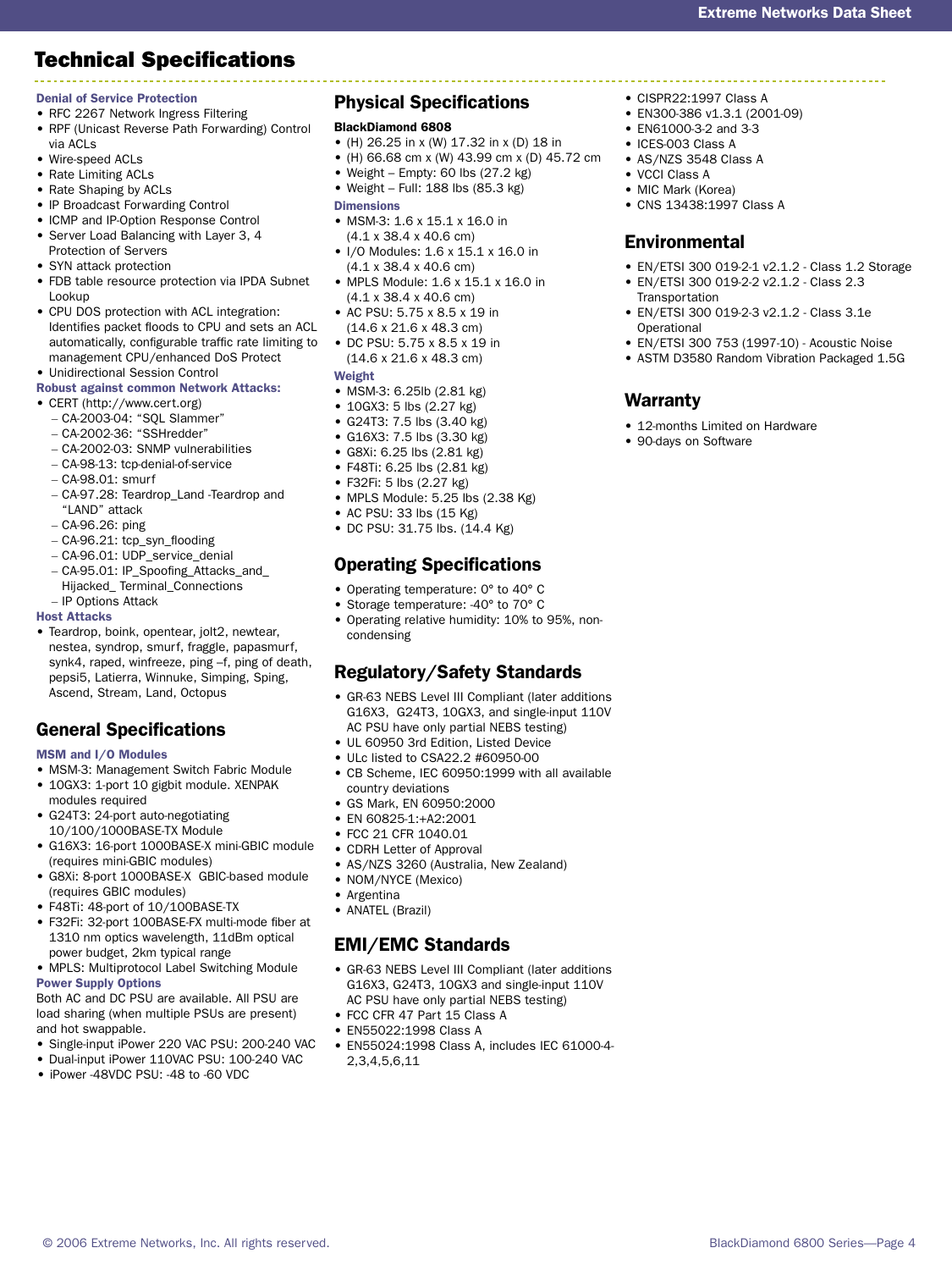# Technical Specifications

### Denial of Service Protection

- RFC 2267 Network Ingress Filtering
- RPF (Unicast Reverse Path Forwarding) Control via ACLs
- Wire-speed ACLs
- Rate Limiting ACLs
- Rate Shaping by ACLs
- IP Broadcast Forwarding Control
- ICMP and IP-Option Response Control
- Server Load Balancing with Layer 3, 4 Protection of Servers
- SYN attack protection
- FDB table resource protection via IPDA Subnet Lookup
- CPU DOS protection with ACL integration: Identifies packet floods to CPU and sets an ACL automatically, configurable traffic rate limiting to management CPU/enhanced DoS Protect
- Unidirectional Session Control

### Robust against common Network Attacks:

- CERT (http://www.cert.org)
  - CA-2003-04: "SQL Slammer"
  - CA-2002-36: "SSHredder"
  - CA-2002-03: SNMP vulnerabilities
  - CA-98-13: tcp-denial-of-service
  - CA-98.01: smurf
  - CA-97.28: Teardrop_Land -Teardrop and "LAND" attack
  - CA-96.26: ping
  - CA-96.21: tcp_syn_flooding
  - CA-96.01: UDP_service_denial
  - CA-95.01: IP_Spoofing_Attacks_and_ Hijacked_ Terminal_Connections
  - IP Options Attack

### Host Attacks

- Teardrop, boink, opentear, jolt2, newtear, nestea, syndrop, smurf, fraggle, papasmurf, synk4, raped, winfreeze, ping –f, ping of death, pepsi5, Latierra, Winnuke, Simping, Sping, Ascend, Stream, Land, Octopus

## General Specifications

### MSM and I/O Modules

- MSM-3: Management Switch Fabric Module
- 10GX3: 1-port 10 gigbit module. XENPAK modules required
- G24T3: 24-port auto-negotiating 10/100/1000BASE-TX Module
- G16X3: 16-port 1000BASE-X mini-GBIC module (requires mini-GBIC modules)
- G8Xi: 8-port 1000BASE-X GBIC-based module (requires GBIC modules)
- F48Ti: 48-port of 10/100BASE-TX
- F32Fi: 32-port 100BASE-FX multi-mode fiber at 1310 nm optics wavelength, 11dBm optical power budget, 2km typical range
- MPLS: Multiprotocol Label Switching Module

### Power Supply Options

Both AC and DC PSU are available. All PSU are load sharing (when multiple PSUs are present) and hot swappable.

- Single-input iPower 220 VAC PSU: 200-240 VAC
- Dual-input iPower 110VAC PSU: 100-240 VAC
- iPower -48VDC PSU: -48 to -60 VDC

## Physical Specifications

**BlackDiamond 6808**

- (H) 26.25 in x (W) 17.32 in x (D) 18 in
- (H) 66.68 cm x (W) 43.99 cm x (D) 45.72 cm
- Weight – Empty: 60 lbs (27.2 kg)
- Weight – Full: 188 lbs (85.3 kg)

### Dimensions

- MSM-3: 1.6 x 15.1 x 16.0 in (4.1 x 38.4 x 40.6 cm)
- I/O Modules: 1.6 x 15.1 x 16.0 in (4.1 x 38.4 x 40.6 cm)
- MPLS Module: 1.6 x 15.1 x 16.0 in (4.1 x 38.4 x 40.6 cm)
- AC PSU: 5.75 x 8.5 x 19 in (14.6 x 21.6 x 48.3 cm)
- DC PSU: 5.75 x 8.5 x 19 in (14.6 x 21.6 x 48.3 cm)

### Weight

- MSM-3: 6.25lb (2.81 kg)
- 10GX3: 5 lbs (2.27 kg)
- G24T3: 7.5 lbs (3.40 kg)
- G16X3: 7.5 lbs (3.30 kg)
- G8Xi: 6.25 lbs (2.81 kg)
- F48Ti: 6.25 lbs (2.81 kg)
- F32Fi: 5 lbs (2.27 kg)
- MPLS Module: 5.25 lbs (2.38 Kg)
- AC PSU: 33 lbs (15 Kg)
- DC PSU: 31.75 lbs. (14.4 Kg)

## Operating Specifications

- Operating temperature: 0° to 40° C
- Storage temperature: -40° to 70° C
- Operating relative humidity: 10% to 95%, non-condensing

## Regulatory/Safety Standards

- GR-63 NEBS Level III Compliant (later additions G16X3, G24T3, 10GX3, and single-input 110V AC PSU have only partial NEBS testing)
- UL 60950 3rd Edition, Listed Device
- ULc listed to CSA22.2 #60950-00
- CB Scheme, IEC 60950:1999 with all available country deviations
- GS Mark, EN 60950:2000
- EN 60825-1:+A2:2001
- FCC 21 CFR 1040.01
- CDRH Letter of Approval
- AS/NZS 3260 (Australia, New Zealand)
- NOM/NYCE (Mexico)
- Argentina
- ANATEL (Brazil)

## EMI/EMC Standards

- GR-63 NEBS Level III Compliant (later additions G16X3, G24T3, 10GX3 and single-input 110V AC PSU have only partial NEBS testing)
- FCC CFR 47 Part 15 Class A
- EN55022:1998 Class A
- EN55024:1998 Class A, includes IEC 61000-4-2,3,4,5,6,11
- CISPR22:1997 Class A
- EN300-386 v1.3.1 (2001-09)
- EN61000-3-2 and 3-3
- ICES-003 Class A
- AS/NZS 3548 Class A
- VCCI Class A
- MIC Mark (Korea)
- CNS 13438:1997 Class A

## Environmental

- EN/ETSI 300 019-2-1 v2.1.2 - Class 1.2 Storage
- EN/ETSI 300 019-2-2 v2.1.2 - Class 2.3 Transportation
- EN/ETSI 300 019-2-3 v2.1.2 - Class 3.1e Operational
- EN/ETSI 300 753 (1997-10) - Acoustic Noise
- ASTM D3580 Random Vibration Packaged 1.5G

## Warranty

- 12-months Limited on Hardware
- 90-days on Software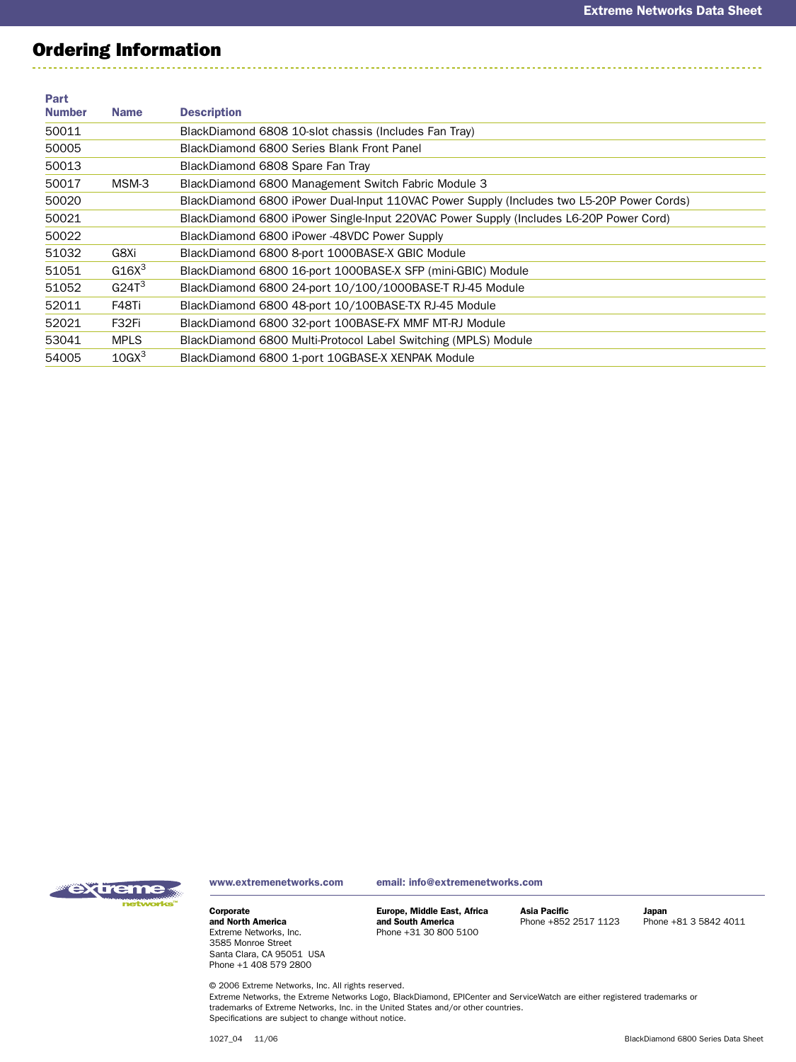## Ordering Information

| Part Number | Name | Description |
|---|---|---|
| 50011 | | BlackDiamond 6808 10-slot chassis (Includes Fan Tray) |
| 50005 | | BlackDiamond 6800 Series Blank Front Panel |
| 50013 | | BlackDiamond 6808 Spare Fan Tray |
| 50017 | MSM-3 | BlackDiamond 6800 Management Switch Fabric Module 3 |
| 50020 | | BlackDiamond 6800 iPower Dual-Input 110VAC Power Supply (Includes two L5-20P Power Cords) |
| 50021 | | BlackDiamond 6800 iPower Single-Input 220VAC Power Supply (Includes L6-20P Power Cord) |
| 50022 | | BlackDiamond 6800 iPower -48VDC Power Supply |
| 51032 | G8Xi | BlackDiamond 6800 8-port 1000BASE-X GBIC Module |
| 51051 | G16X[3] | BlackDiamond 6800 16-port 1000BASE-X SFP (mini-GBIC) Module |
| 51052 | G24T[3] | BlackDiamond 6800 24-port 10/100/1000BASE-T RJ-45 Module |
| 52011 | F48Ti | BlackDiamond 6800 48-port 10/100BASE-TX RJ-45 Module |
| 52021 | F32Fi | BlackDiamond 6800 32-port 100BASE-FX MMF MT-RJ Module |
| 53041 | MPLS | BlackDiamond 6800 Multi-Protocol Label Switching (MPLS) Module |
| 54005 | 10GX[3] | BlackDiamond 6800 1-port 10GBASE-X XENPAK Module |

www.extremenetworks.com

email: info@extremenetworks.com

**Corporate and North America**
Extreme Networks, Inc.
3585 Monroe Street
Santa Clara, CA 95051 USA
Phone +1 408 579 2800

**Europe, Middle East, Africa and South America**
Phone +31 30 800 5100

**Asia Pacific**
Phone +852 2517 1123

**Japan**
Phone +81 3 5842 4011

© 2006 Extreme Networks, Inc. All rights reserved.
Extreme Networks, the Extreme Networks Logo, BlackDiamond, EPICenter and ServiceWatch are either registered trademarks or trademarks of Extreme Networks, Inc. in the United States and/or other countries.
Specifications are subject to change without notice.

1027_04 11/06